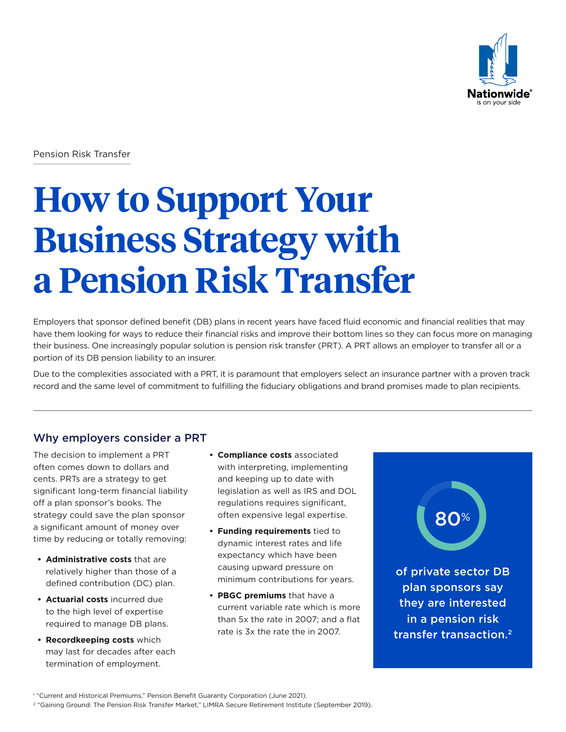Pension Risk Transfer

# How to Support Your Business Strategy with a Pension Risk Transfer

Employers that sponsor defined benefit (DB) plans in recent years have faced fluid economic and financial realities that may have them looking for ways to reduce their financial risks and improve their bottom lines so they can focus more on managing their business. One increasingly popular solution is pension risk transfer (PRT). A PRT allows an employer to transfer all or a portion of its DB pension liability to an insurer.

Due to the complexities associated with a PRT, it is paramount that employers select an insurance partner with a proven track record and the same level of commitment to fulfilling the fiduciary obligations and brand promises made to plan recipients.

## Why employers consider a PRT

The decision to implement a PRT often comes down to dollars and cents. PRTs are a strategy to get significant long-term financial liability off a plan sponsor's books. The strategy could save the plan sponsor a significant amount of money over time by reducing or totally removing:

- **Administrative costs** that are relatively higher than those of a defined contribution (DC) plan.
- **Actuarial costs** incurred due to the high level of expertise required to manage DB plans.
- **Recordkeeping costs** which may last for decades after each termination of employment.
- **Compliance costs** associated with interpreting, implementing and keeping up to date with legislation as well as IRS and DOL regulations requires significant, often expensive legal expertise.
- **Funding requirements** tied to dynamic interest rates and life expectancy which have been causing upward pressure on minimum contributions for years.
- **PBGC premiums** that have a current variable rate which is more than 5x the rate in 2007; and a flat rate is 3x the rate the in 2007.

**80%** of private sector DB plan sponsors say they are interested in a pension risk transfer transaction.[2]

[1] "Current and Historical Premiums," Pension Benefit Guaranty Corporation (June 2021).

[2] "Gaining Ground: The Pension Risk Transfer Market," LIMRA Secure Retirement Institute (September 2019).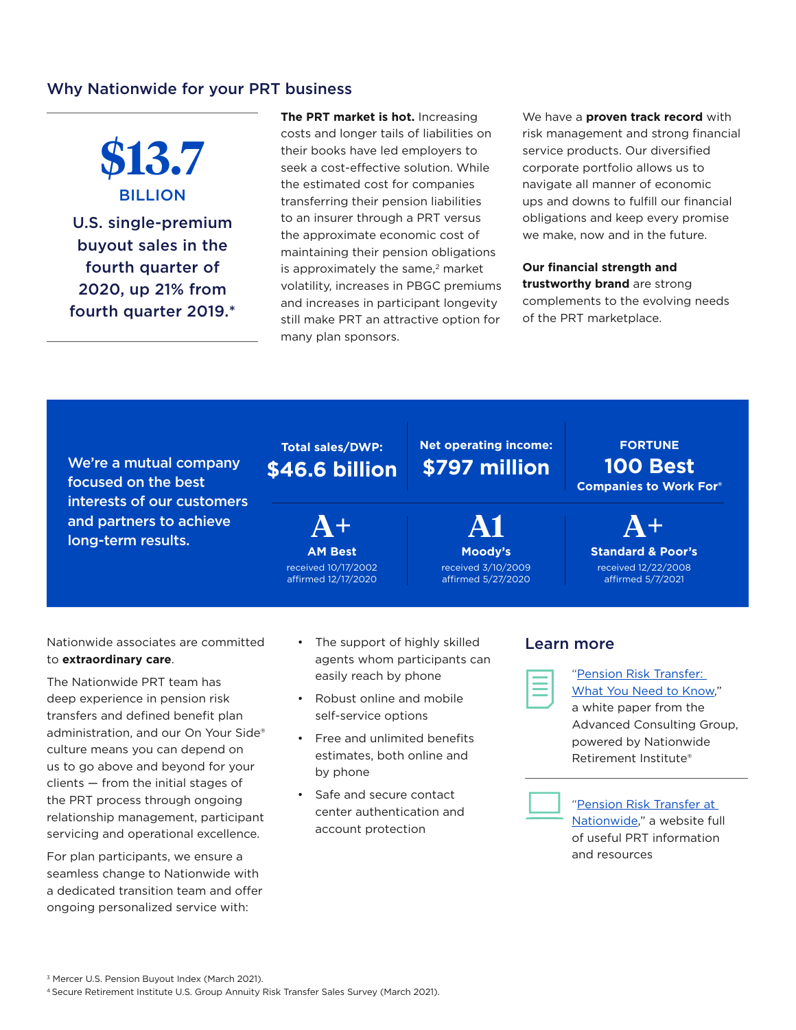## Why Nationwide for your PRT business

**$13.7 BILLION**

U.S. single-premium buyout sales in the fourth quarter of 2020, up 21% from fourth quarter 2019.*

**The PRT market is hot.** Increasing costs and longer tails of liabilities on their books have led employers to seek a cost-effective solution. While the estimated cost for companies transferring their pension liabilities to an insurer through a PRT versus the approximate economic cost of maintaining their pension obligations is approximately the same,[2] market volatility, increases in PBGC premiums and increases in participant longevity still make PRT an attractive option for many plan sponsors.

We have a **proven track record** with risk management and strong financial service products. Our diversified corporate portfolio allows us to navigate all manner of economic ups and downs to fulfill our financial obligations and keep every promise we make, now and in the future.

**Our financial strength and trustworthy brand** are strong complements to the evolving needs of the PRT marketplace.

We're a mutual company focused on the best interests of our customers and partners to achieve long-term results.

| Total sales/DWP: | Net operating income: | FORTUNE |
|---|---|---|
| **$46.6 billion** | **$797 million** | **100 Best** Companies to Work For® |
| **A+** AM Best received 10/17/2002 affirmed 12/17/2020 | **A1** Moody's received 3/10/2009 affirmed 5/27/2020 | **A+** Standard & Poor's received 12/22/2008 affirmed 5/7/2021 |

Nationwide associates are committed to **extraordinary care**.

The Nationwide PRT team has deep experience in pension risk transfers and defined benefit plan administration, and our On Your Side® culture means you can depend on us to go above and beyond for your clients — from the initial stages of the PRT process through ongoing relationship management, participant servicing and operational excellence.

For plan participants, we ensure a seamless change to Nationwide with a dedicated transition team and offer ongoing personalized service with:

- The support of highly skilled agents whom participants can easily reach by phone
- Robust online and mobile self-service options
- Free and unlimited benefits estimates, both online and by phone
- Safe and secure contact center authentication and account protection

### Learn more

"Pension Risk Transfer: What You Need to Know," a white paper from the Advanced Consulting Group, powered by Nationwide Retirement Institute®

"Pension Risk Transfer at Nationwide," a website full of useful PRT information and resources

[3] Mercer U.S. Pension Buyout Index (March 2021).
[4] Secure Retirement Institute U.S. Group Annuity Risk Transfer Sales Survey (March 2021).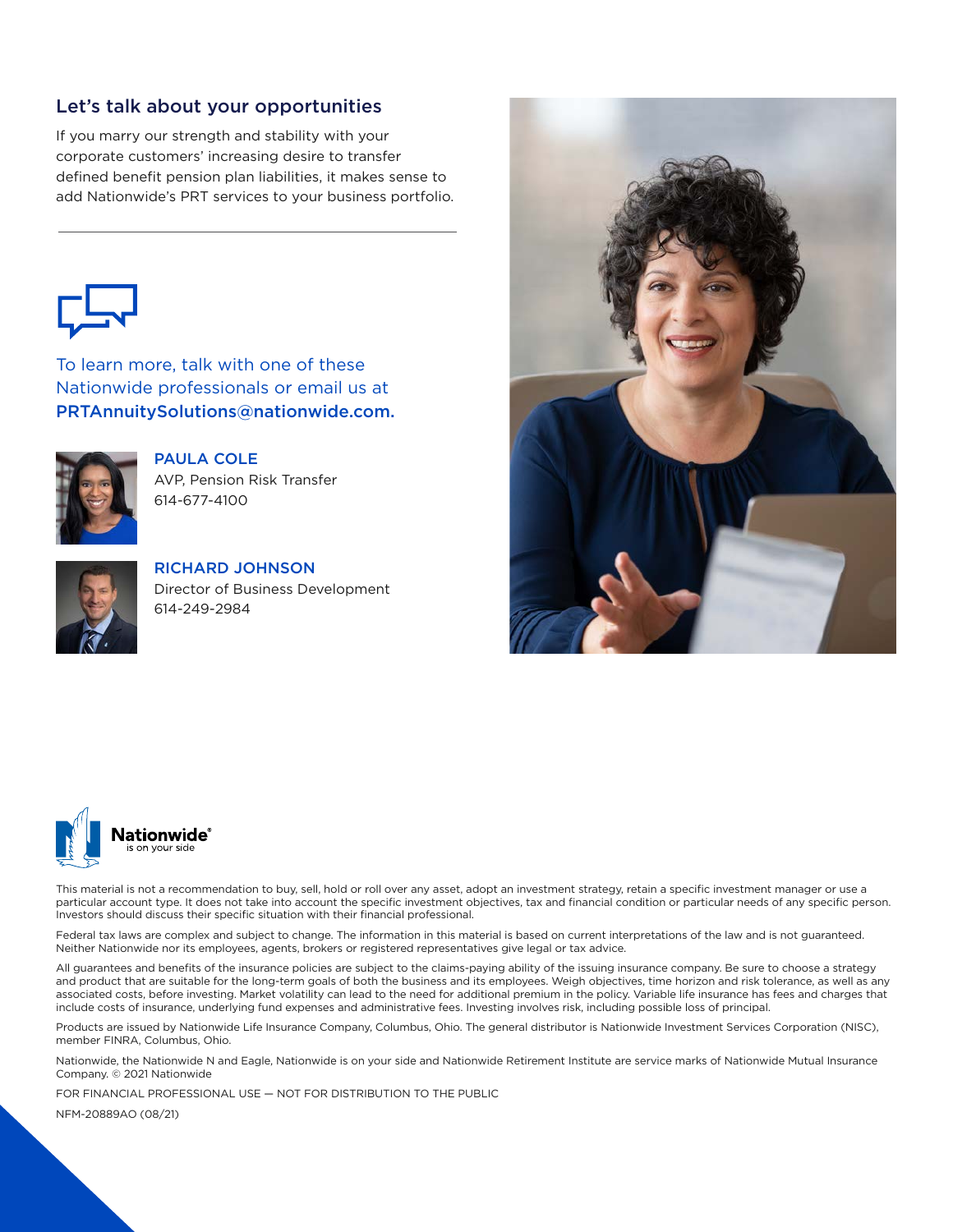## Let's talk about your opportunities

If you marry our strength and stability with your corporate customers' increasing desire to transfer defined benefit pension plan liabilities, it makes sense to add Nationwide's PRT services to your business portfolio.

To learn more, talk with one of these Nationwide professionals or email us at **PRTAnnuitySolutions@nationwide.com.**

**PAULA COLE**
AVP, Pension Risk Transfer
614-677-4100

**RICHARD JOHNSON**
Director of Business Development
614-249-2984

Nationwide® is on your side

This material is not a recommendation to buy, sell, hold or roll over any asset, adopt an investment strategy, retain a specific investment manager or use a particular account type. It does not take into account the specific investment objectives, tax and financial condition or particular needs of any specific person. Investors should discuss their specific situation with their financial professional.

Federal tax laws are complex and subject to change. The information in this material is based on current interpretations of the law and is not guaranteed. Neither Nationwide nor its employees, agents, brokers or registered representatives give legal or tax advice.

All guarantees and benefits of the insurance policies are subject to the claims-paying ability of the issuing insurance company. Be sure to choose a strategy and product that are suitable for the long-term goals of both the business and its employees. Weigh objectives, time horizon and risk tolerance, as well as any associated costs, before investing. Market volatility can lead to the need for additional premium in the policy. Variable life insurance has fees and charges that include costs of insurance, underlying fund expenses and administrative fees. Investing involves risk, including possible loss of principal.

Products are issued by Nationwide Life Insurance Company, Columbus, Ohio. The general distributor is Nationwide Investment Services Corporation (NISC), member FINRA, Columbus, Ohio.

Nationwide, the Nationwide N and Eagle, Nationwide is on your side and Nationwide Retirement Institute are service marks of Nationwide Mutual Insurance Company. © 2021 Nationwide

FOR FINANCIAL PROFESSIONAL USE — NOT FOR DISTRIBUTION TO THE PUBLIC

NFM-20889AO (08/21)